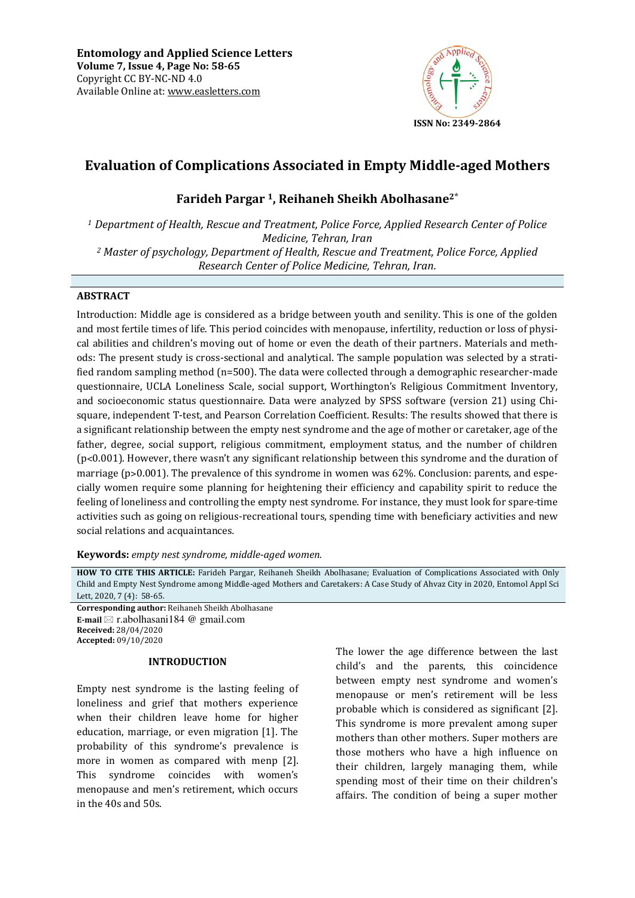Entomology and Applied Science Letters
Volume 7, Issue 4, Page No: 58-65
Copyright CC BY-NC-ND 4.0
Available Online at: www.easletters.com

ISSN No: 2349-2864

# Evaluation of Complications Associated in Empty Middle-aged Mothers

**Farideh Pargar [1], Reihaneh Sheikh Abolhasane[2*]**

*[1] Department of Health, Rescue and Treatment, Police Force, Applied Research Center of Police Medicine, Tehran, Iran*
*[2] Master of psychology, Department of Health, Rescue and Treatment, Police Force, Applied Research Center of Police Medicine, Tehran, Iran.*

## ABSTRACT

Introduction: Middle age is considered as a bridge between youth and senility. This is one of the golden and most fertile times of life. This period coincides with menopause, infertility, reduction or loss of physical abilities and children's moving out of home or even the death of their partners. Materials and methods: The present study is cross-sectional and analytical. The sample population was selected by a stratified random sampling method (n=500). The data were collected through a demographic researcher-made questionnaire, UCLA Loneliness Scale, social support, Worthington's Religious Commitment Inventory, and socioeconomic status questionnaire. Data were analyzed by SPSS software (version 21) using Chi-square, independent T-test, and Pearson Correlation Coefficient. Results: The results showed that there is a significant relationship between the empty nest syndrome and the age of mother or caretaker, age of the father, degree, social support, religious commitment, employment status, and the number of children ($p<0.001$). However, there wasn't any significant relationship between this syndrome and the duration of marriage ($p>0.001$). The prevalence of this syndrome in women was 62%. Conclusion: parents, and especially women require some planning for heightening their efficiency and capability spirit to reduce the feeling of loneliness and controlling the empty nest syndrome. For instance, they must look for spare-time activities such as going on religious-recreational tours, spending time with beneficiary activities and new social relations and acquaintances.

**Keywords:** *empty nest syndrome, middle-aged women.*

**HOW TO CITE THIS ARTICLE:** Farideh Pargar, Reihaneh Sheikh Abolhasane; Evaluation of Complications Associated with Only Child and Empty Nest Syndrome among Middle-aged Mothers and Caretakers: A Case Study of Ahvaz City in 2020, Entomol Appl Sci Lett, 2020, 7 (4): 58-65.

**Corresponding author:** Reihaneh Sheikh Abolhasane
**E-mail** ✉ r.abolhasani184 @ gmail.com
**Received:** 28/04/2020
**Accepted:** 09/10/2020

## INTRODUCTION

Empty nest syndrome is the lasting feeling of loneliness and grief that mothers experience when their children leave home for higher education, marriage, or even migration [1]. The probability of this syndrome's prevalence is more in women as compared with menp [2]. This syndrome coincides with women's menopause and men's retirement, which occurs in the 40s and 50s. The lower the age difference between the last child's and the parents, this coincidence between empty nest syndrome and women's menopause or men's retirement will be less probable which is considered as significant [2]. This syndrome is more prevalent among super mothers than other mothers. Super mothers are those mothers who have a high influence on their children, largely managing them, while spending most of their time on their children's affairs. The condition of being a super mother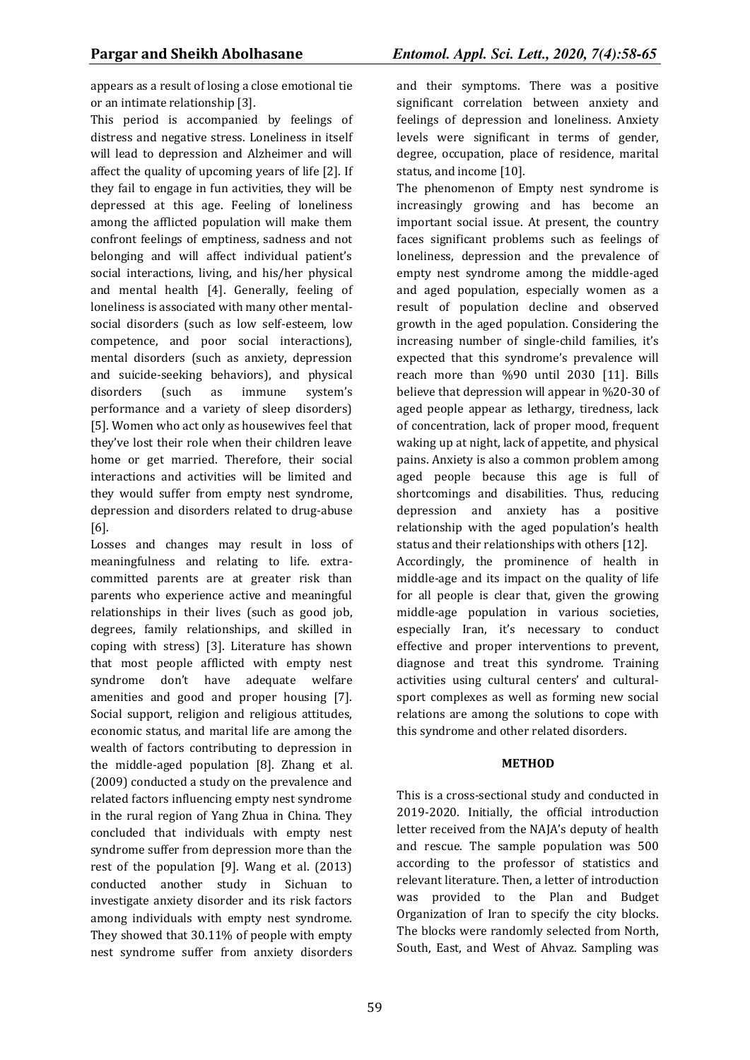appears as a result of losing a close emotional tie or an intimate relationship [3].

This period is accompanied by feelings of distress and negative stress. Loneliness in itself will lead to depression and Alzheimer and will affect the quality of upcoming years of life [2]. If they fail to engage in fun activities, they will be depressed at this age. Feeling of loneliness among the afflicted population will make them confront feelings of emptiness, sadness and not belonging and will affect individual patient's social interactions, living, and his/her physical and mental health [4]. Generally, feeling of loneliness is associated with many other mental-social disorders (such as low self-esteem, low competence, and poor social interactions), mental disorders (such as anxiety, depression and suicide-seeking behaviors), and physical disorders (such as immune system's performance and a variety of sleep disorders) [5]. Women who act only as housewives feel that they've lost their role when their children leave home or get married. Therefore, their social interactions and activities will be limited and they would suffer from empty nest syndrome, depression and disorders related to drug-abuse [6].

Losses and changes may result in loss of meaningfulness and relating to life. extra-committed parents are at greater risk than parents who experience active and meaningful relationships in their lives (such as good job, degrees, family relationships, and skilled in coping with stress) [3]. Literature has shown that most people afflicted with empty nest syndrome don't have adequate welfare amenities and good and proper housing [7]. Social support, religion and religious attitudes, economic status, and marital life are among the wealth of factors contributing to depression in the middle-aged population [8]. Zhang et al. (2009) conducted a study on the prevalence and related factors influencing empty nest syndrome in the rural region of Yang Zhua in China. They concluded that individuals with empty nest syndrome suffer from depression more than the rest of the population [9]. Wang et al. (2013) conducted another study in Sichuan to investigate anxiety disorder and its risk factors among individuals with empty nest syndrome. They showed that 30.11% of people with empty nest syndrome suffer from anxiety disorders and their symptoms. There was a positive significant correlation between anxiety and feelings of depression and loneliness. Anxiety levels were significant in terms of gender, degree, occupation, place of residence, marital status, and income [10].

The phenomenon of Empty nest syndrome is increasingly growing and has become an important social issue. At present, the country faces significant problems such as feelings of loneliness, depression and the prevalence of empty nest syndrome among the middle-aged and aged population, especially women as a result of population decline and observed growth in the aged population. Considering the increasing number of single-child families, it's expected that this syndrome's prevalence will reach more than %90 until 2030 [11]. Bills believe that depression will appear in %20-30 of aged people appear as lethargy, tiredness, lack of concentration, lack of proper mood, frequent waking up at night, lack of appetite, and physical pains. Anxiety is also a common problem among aged people because this age is full of shortcomings and disabilities. Thus, reducing depression and anxiety has a positive relationship with the aged population's health status and their relationships with others [12].

Accordingly, the prominence of health in middle-age and its impact on the quality of life for all people is clear that, given the growing middle-age population in various societies, especially Iran, it's necessary to conduct effective and proper interventions to prevent, diagnose and treat this syndrome. Training activities using cultural centers' and cultural-sport complexes as well as forming new social relations are among the solutions to cope with this syndrome and other related disorders.

## METHOD

This is a cross-sectional study and conducted in 2019-2020. Initially, the official introduction letter received from the NAJA's deputy of health and rescue. The sample population was 500 according to the professor of statistics and relevant literature. Then, a letter of introduction was provided to the Plan and Budget Organization of Iran to specify the city blocks. The blocks were randomly selected from North, South, East, and West of Ahvaz. Sampling was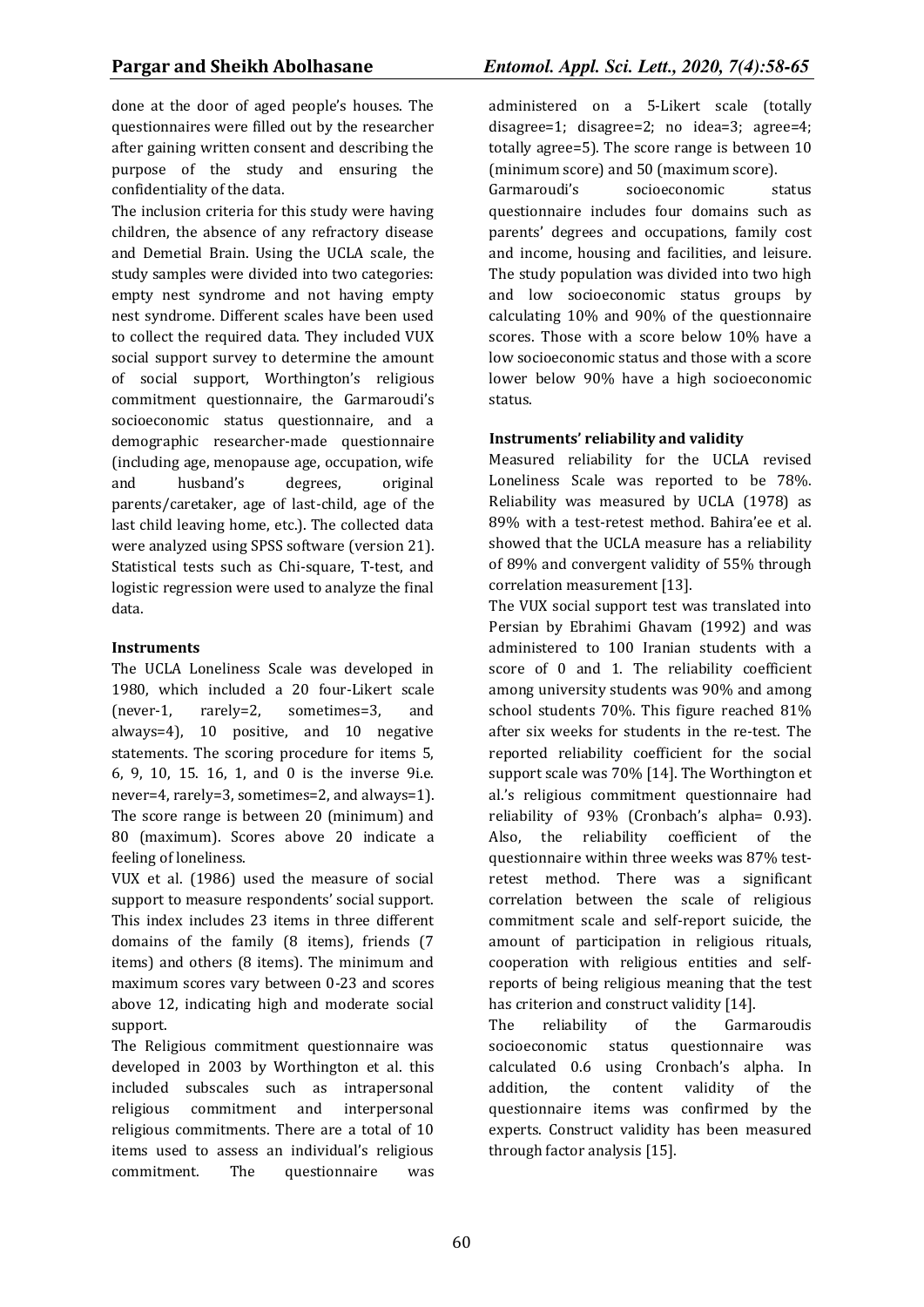done at the door of aged people's houses. The questionnaires were filled out by the researcher after gaining written consent and describing the purpose of the study and ensuring the confidentiality of the data.

The inclusion criteria for this study were having children, the absence of any refractory disease and Demetial Brain. Using the UCLA scale, the study samples were divided into two categories: empty nest syndrome and not having empty nest syndrome. Different scales have been used to collect the required data. They included VUX social support survey to determine the amount of social support, Worthington's religious commitment questionnaire, the Garmaroudi's socioeconomic status questionnaire, and a demographic researcher-made questionnaire (including age, menopause age, occupation, wife and husband's degrees, original parents/caretaker, age of last-child, age of the last child leaving home, etc.). The collected data were analyzed using SPSS software (version 21). Statistical tests such as Chi-square, T-test, and logistic regression were used to analyze the final data.

#### Instruments

The UCLA Loneliness Scale was developed in 1980, which included a 20 four-Likert scale (never-1, rarely=2, sometimes=3, and always=4), 10 positive, and 10 negative statements. The scoring procedure for items 5, 6, 9, 10, 15. 16, 1, and 0 is the inverse 9i.e. never=4, rarely=3, sometimes=2, and always=1). The score range is between 20 (minimum) and 80 (maximum). Scores above 20 indicate a feeling of loneliness.

VUX et al. (1986) used the measure of social support to measure respondents' social support. This index includes 23 items in three different domains of the family (8 items), friends (7 items) and others (8 items). The minimum and maximum scores vary between 0-23 and scores above 12, indicating high and moderate social support.

The Religious commitment questionnaire was developed in 2003 by Worthington et al. this included subscales such as intrapersonal religious commitment and interpersonal religious commitments. There are a total of 10 items used to assess an individual's religious commitment. The questionnaire was administered on a 5-Likert scale (totally disagree=1; disagree=2; no idea=3; agree=4; totally agree=5). The score range is between 10 (minimum score) and 50 (maximum score).

Garmaroudi's socioeconomic status questionnaire includes four domains such as parents' degrees and occupations, family cost and income, housing and facilities, and leisure. The study population was divided into two high and low socioeconomic status groups by calculating 10% and 90% of the questionnaire scores. Those with a score below 10% have a low socioeconomic status and those with a score lower below 90% have a high socioeconomic status.

#### Instruments' reliability and validity

Measured reliability for the UCLA revised Loneliness Scale was reported to be 78%. Reliability was measured by UCLA (1978) as 89% with a test-retest method. Bahira'ee et al. showed that the UCLA measure has a reliability of 89% and convergent validity of 55% through correlation measurement [13].

The VUX social support test was translated into Persian by Ebrahimi Ghavam (1992) and was administered to 100 Iranian students with a score of 0 and 1. The reliability coefficient among university students was 90% and among school students 70%. This figure reached 81% after six weeks for students in the re-test. The reported reliability coefficient for the social support scale was 70% [14]. The Worthington et al.'s religious commitment questionnaire had reliability of 93% (Cronbach's alpha= 0.93). Also, the reliability coefficient of the questionnaire within three weeks was 87% test-retest method. There was a significant correlation between the scale of religious commitment scale and self-report suicide, the amount of participation in religious rituals, cooperation with religious entities and self-reports of being religious meaning that the test has criterion and construct validity [14].

The reliability of the Garmaroudis socioeconomic status questionnaire was calculated 0.6 using Cronbach's alpha. In addition, the content validity of the questionnaire items was confirmed by the experts. Construct validity has been measured through factor analysis [15].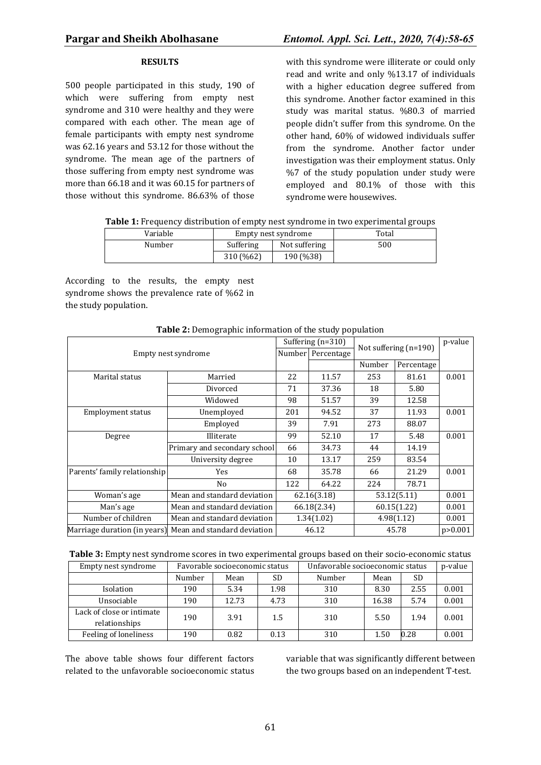## RESULTS

500 people participated in this study, 190 of which were suffering from empty nest syndrome and 310 were healthy and they were compared with each other. The mean age of female participants with empty nest syndrome was 62.16 years and 53.12 for those without the syndrome. The mean age of the partners of those suffering from empty nest syndrome was more than 66.18 and it was 60.15 for partners of those without this syndrome. 86.63% of those with this syndrome were illiterate or could only read and write and only %13.17 of individuals with a higher education degree suffered from this syndrome. Another factor examined in this study was marital status. %80.3 of married people didn't suffer from this syndrome. On the other hand, 60% of widowed individuals suffer from the syndrome. Another factor under investigation was their employment status. Only %7 of the study population under study were employed and 80.1% of those with this syndrome were housewives.

**Table 1:** Frequency distribution of empty nest syndrome in two experimental groups

| Variable | Empty nest syndrome | | Total |
|---|---|---|---|
| Number | Suffering | Not suffering | 500 |
| | 310 (%62) | 190 (%38) | |

According to the results, the empty nest syndrome shows the prevalence rate of %62 in the study population.

**Table 2:** Demographic information of the study population

| Empty nest syndrome | | Suffering (n=310) | | Not suffering (n=190) | | p-value |
|---|---|---|---|---|---|---|
| | | Number | Percentage | Number | Percentage | |
| Marital status | Married | 22 | 11.57 | 253 | 81.61 | 0.001 |
| | Divorced | 71 | 37.36 | 18 | 5.80 | |
| | Widowed | 98 | 51.57 | 39 | 12.58 | |
| Employment status | Unemployed | 201 | 94.52 | 37 | 11.93 | 0.001 |
| | Employed | 39 | 7.91 | 273 | 88.07 | |
| Degree | Illiterate | 99 | 52.10 | 17 | 5.48 | 0.001 |
| | Primary and secondary school | 66 | 34.73 | 44 | 14.19 | |
| | University degree | 10 | 13.17 | 259 | 83.54 | |
| Parents' family relationship | Yes | 68 | 35.78 | 66 | 21.29 | 0.001 |
| | No | 122 | 64.22 | 224 | 78.71 | |
| Woman's age | Mean and standard deviation | 62.16(3.18) | | 53.12(5.11) | | 0.001 |
| Man's age | Mean and standard deviation | 66.18(2.34) | | 60.15(1.22) | | 0.001 |
| Number of children | Mean and standard deviation | 1.34(1.02) | | 4.98(1.12) | | 0.001 |
| Marriage duration (in years) | Mean and standard deviation | 46.12 | | 45.78 | | p>0.001 |

**Table 3:** Empty nest syndrome scores in two experimental groups based on their socio-economic status

| Empty nest syndrome | Favorable socioeconomic status | | | Unfavorable socioeconomic status | | | p-value |
|---|---|---|---|---|---|---|---|
| | Number | Mean | SD | Number | Mean | SD | |
| Isolation | 190 | 5.34 | 1.98 | 310 | 8.30 | 2.55 | 0.001 |
| Unsociable | 190 | 12.73 | 4.73 | 310 | 16.38 | 5.74 | 0.001 |
| Lack of close or intimate relationships | 190 | 3.91 | 1.5 | 310 | 5.50 | 1.94 | 0.001 |
| Feeling of loneliness | 190 | 0.82 | 0.13 | 310 | 1.50 | 0.28 | 0.001 |

The above table shows four different factors related to the unfavorable socioeconomic status variable that was significantly different between the two groups based on an independent T-test.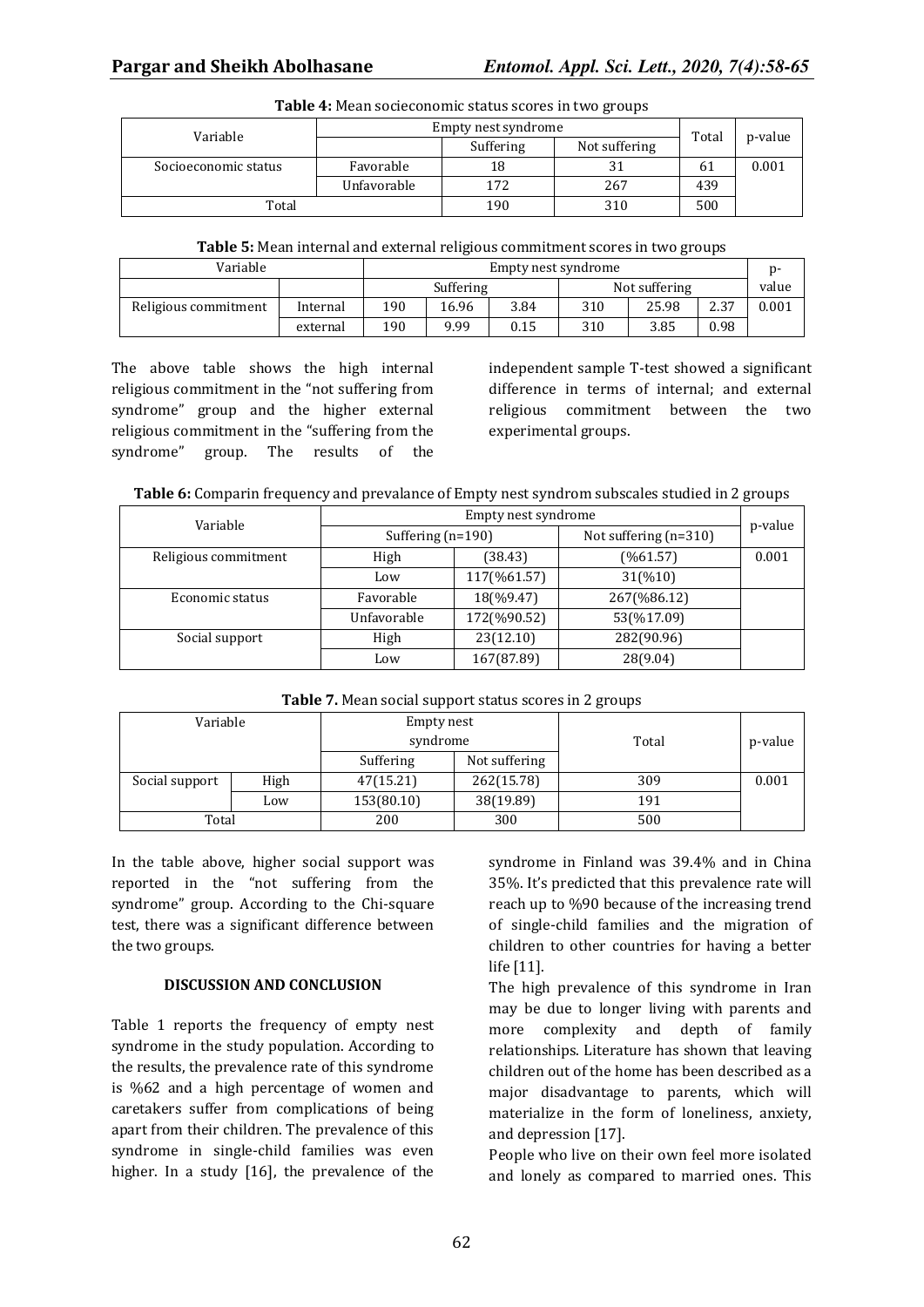**Table 4:** Mean socieconomic status scores in two groups

| Variable | | Empty nest syndrome | | Total | p-value |
|---|---|---|---|---|---|
| | | Suffering | Not suffering | | |
| Socioeconomic status | Favorable | 18 | 31 | 61 | 0.001 |
| | Unfavorable | 172 | 267 | 439 | |
| Total | | 190 | 310 | 500 | |

**Table 5:** Mean internal and external religious commitment scores in two groups

| Variable | | Empty nest syndrome | | | | | | p-value |
|---|---|---|---|---|---|---|---|---|
| | | Suffering | | | Not suffering | | | |
| Religious commitment | Internal | 190 | 16.96 | 3.84 | 310 | 25.98 | 2.37 | 0.001 |
| | external | 190 | 9.99 | 0.15 | 310 | 3.85 | 0.98 | |

The above table shows the high internal religious commitment in the "not suffering from syndrome" group and the higher external religious commitment in the "suffering from the syndrome" group. The results of the independent sample T-test showed a significant difference in terms of internal; and external religious commitment between the two experimental groups.

**Table 6:** Comparin frequency and prevalance of Empty nest syndrom subscales studied in 2 groups

| Variable | Empty nest syndrome | | | p-value |
|---|---|---|---|---|
| | Suffering (n=190) | | Not suffering (n=310) | |
| Religious commitment | High | (38.43) | (%61.57) | 0.001 |
| | Low | 117(%61.57) | 31(%10) | |
| Economic status | Favorable | 18(%9.47) | 267(%86.12) | |
| | Unfavorable | 172(%90.52) | 53(%17.09) | |
| Social support | High | 23(12.10) | 282(90.96) | |
| | Low | 167(87.89) | 28(9.04) | |

**Table 7.** Mean social support status scores in 2 groups

| Variable | | Empty nest syndrome | | Total | p-value |
|---|---|---|---|---|---|
| | | Suffering | Not suffering | | |
| Social support | High | 47(15.21) | 262(15.78) | 309 | 0.001 |
| | Low | 153(80.10) | 38(19.89) | 191 | |
| Total | | 200 | 300 | 500 | |

In the table above, higher social support was reported in the "not suffering from the syndrome" group. According to the Chi-square test, there was a significant difference between the two groups.

## DISCUSSION AND CONCLUSION

Table 1 reports the frequency of empty nest syndrome in the study population. According to the results, the prevalence rate of this syndrome is %62 and a high percentage of women and caretakers suffer from complications of being apart from their children. The prevalence of this syndrome in single-child families was even higher. In a study [16], the prevalence of the syndrome in Finland was 39.4% and in China 35%. It's predicted that this prevalence rate will reach up to %90 because of the increasing trend of single-child families and the migration of children to other countries for having a better life [11].

The high prevalence of this syndrome in Iran may be due to longer living with parents and more complexity and depth of family relationships. Literature has shown that leaving children out of the home has been described as a major disadvantage to parents, which will materialize in the form of loneliness, anxiety, and depression [17].

People who live on their own feel more isolated and lonely as compared to married ones. This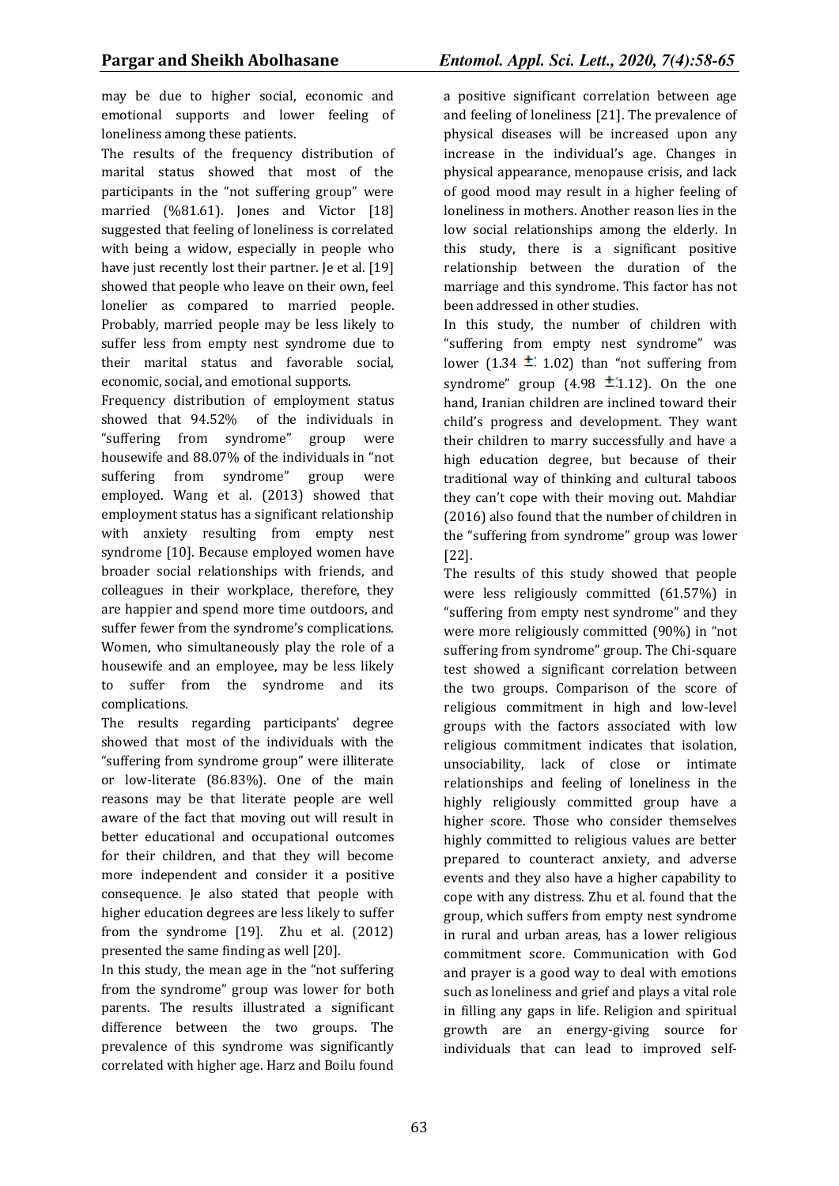may be due to higher social, economic and emotional supports and lower feeling of loneliness among these patients.

The results of the frequency distribution of marital status showed that most of the participants in the "not suffering group" were married (%81.61). Jones and Victor [18] suggested that feeling of loneliness is correlated with being a widow, especially in people who have just recently lost their partner. Je et al. [19] showed that people who leave on their own, feel lonelier as compared to married people. Probably, married people may be less likely to suffer less from empty nest syndrome due to their marital status and favorable social, economic, social, and emotional supports.

Frequency distribution of employment status showed that 94.52% of the individuals in "suffering from syndrome" group were housewife and 88.07% of the individuals in "not suffering from syndrome" group were employed. Wang et al. (2013) showed that employment status has a significant relationship with anxiety resulting from empty nest syndrome [10]. Because employed women have broader social relationships with friends, and colleagues in their workplace, therefore, they are happier and spend more time outdoors, and suffer fewer from the syndrome's complications. Women, who simultaneously play the role of a housewife and an employee, may be less likely to suffer from the syndrome and its complications.

The results regarding participants' degree showed that most of the individuals with the "suffering from syndrome group" were illiterate or low-literate (86.83%). One of the main reasons may be that literate people are well aware of the fact that moving out will result in better educational and occupational outcomes for their children, and that they will become more independent and consider it a positive consequence. Je also stated that people with higher education degrees are less likely to suffer from the syndrome [19]. Zhu et al. (2012) presented the same finding as well [20].

In this study, the mean age in the "not suffering from the syndrome" group was lower for both parents. The results illustrated a significant difference between the two groups. The prevalence of this syndrome was significantly correlated with higher age. Harz and Boilu found a positive significant correlation between age and feeling of loneliness [21]. The prevalence of physical diseases will be increased upon any increase in the individual's age. Changes in physical appearance, menopause crisis, and lack of good mood may result in a higher feeling of loneliness in mothers. Another reason lies in the low social relationships among the elderly. In this study, there is a significant positive relationship between the duration of the marriage and this syndrome. This factor has not been addressed in other studies.

In this study, the number of children with "suffering from empty nest syndrome" was lower (1.34 ± 1.02) than "not suffering from syndrome" group (4.98 ±1.12). On the one hand, Iranian children are inclined toward their child's progress and development. They want their children to marry successfully and have a high education degree, but because of their traditional way of thinking and cultural taboos they can't cope with their moving out. Mahdiar (2016) also found that the number of children in the "suffering from syndrome" group was lower [22].

The results of this study showed that people were less religiously committed (61.57%) in "suffering from empty nest syndrome" and they were more religiously committed (90%) in "not suffering from syndrome" group. The Chi-square test showed a significant correlation between the two groups. Comparison of the score of religious commitment in high and low-level groups with the factors associated with low religious commitment indicates that isolation, unsociability, lack of close or intimate relationships and feeling of loneliness in the highly religiously committed group have a higher score. Those who consider themselves highly committed to religious values are better prepared to counteract anxiety, and adverse events and they also have a higher capability to cope with any distress. Zhu et al. found that the group, which suffers from empty nest syndrome in rural and urban areas, has a lower religious commitment score. Communication with God and prayer is a good way to deal with emotions such as loneliness and grief and plays a vital role in filling any gaps in life. Religion and spiritual growth are an energy-giving source for individuals that can lead to improved self-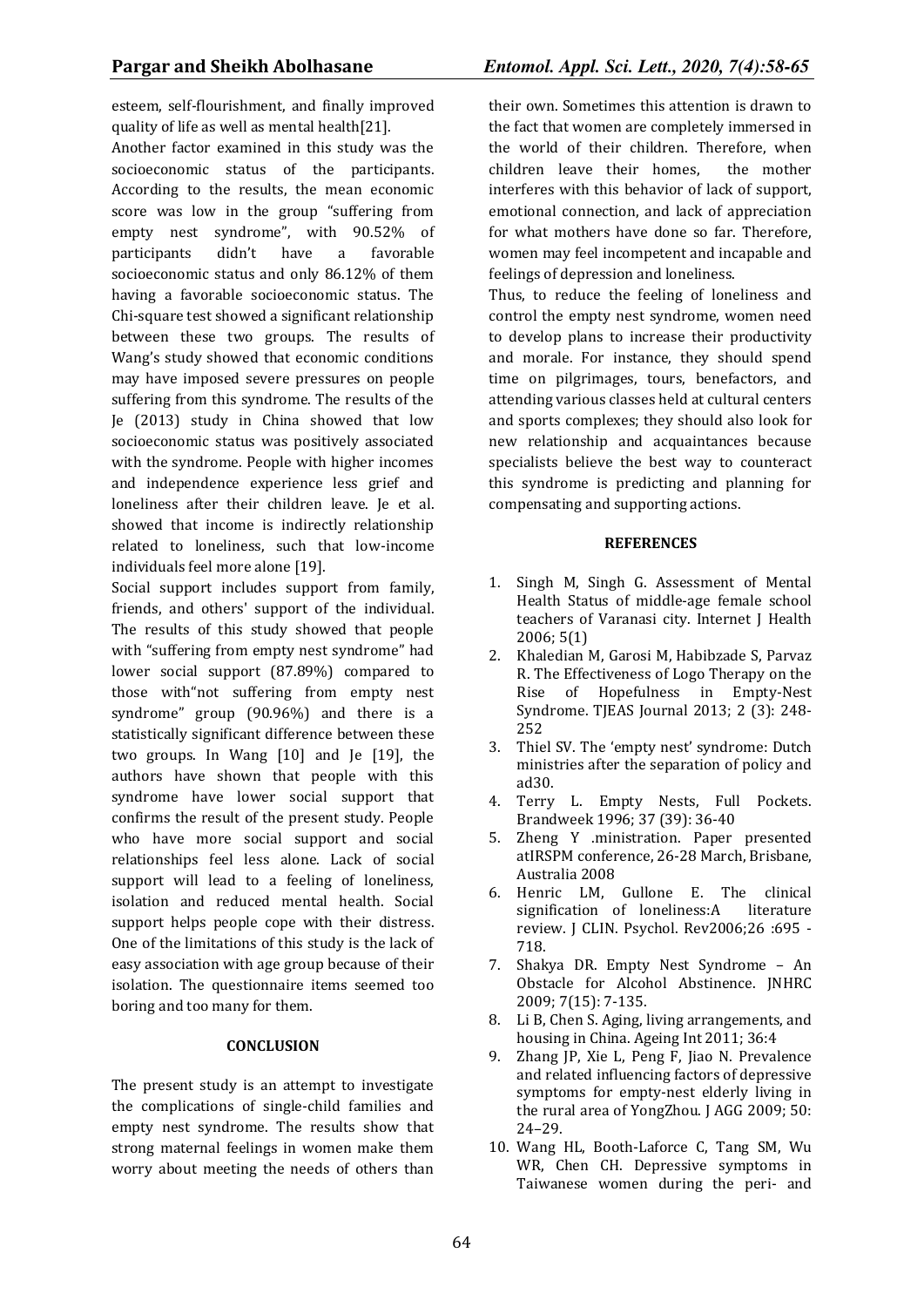esteem, self-flourishment, and finally improved quality of life as well as mental health[21].

Another factor examined in this study was the socioeconomic status of the participants. According to the results, the mean economic score was low in the group "suffering from empty nest syndrome", with 90.52% of participants didn't have a favorable socioeconomic status and only 86.12% of them having a favorable socioeconomic status. The Chi-square test showed a significant relationship between these two groups. The results of Wang's study showed that economic conditions may have imposed severe pressures on people suffering from this syndrome. The results of the Je (2013) study in China showed that low socioeconomic status was positively associated with the syndrome. People with higher incomes and independence experience less grief and loneliness after their children leave. Je et al. showed that income is indirectly relationship related to loneliness, such that low-income individuals feel more alone [19].

Social support includes support from family, friends, and others' support of the individual. The results of this study showed that people with "suffering from empty nest syndrome" had lower social support (87.89%) compared to those with"not suffering from empty nest syndrome" group (90.96%) and there is a statistically significant difference between these two groups. In Wang [10] and Je [19], the authors have shown that people with this syndrome have lower social support that confirms the result of the present study. People who have more social support and social relationships feel less alone. Lack of social support will lead to a feeling of loneliness, isolation and reduced mental health. Social support helps people cope with their distress. One of the limitations of this study is the lack of easy association with age group because of their isolation. The questionnaire items seemed too boring and too many for them.

## CONCLUSION

The present study is an attempt to investigate the complications of single-child families and empty nest syndrome. The results show that strong maternal feelings in women make them worry about meeting the needs of others than their own. Sometimes this attention is drawn to the fact that women are completely immersed in the world of their children. Therefore, when children leave their homes, the mother interferes with this behavior of lack of support, emotional connection, and lack of appreciation for what mothers have done so far. Therefore, women may feel incompetent and incapable and feelings of depression and loneliness.

Thus, to reduce the feeling of loneliness and control the empty nest syndrome, women need to develop plans to increase their productivity and morale. For instance, they should spend time on pilgrimages, tours, benefactors, and attending various classes held at cultural centers and sports complexes; they should also look for new relationship and acquaintances because specialists believe the best way to counteract this syndrome is predicting and planning for compensating and supporting actions.

## REFERENCES

1. Singh M, Singh G. Assessment of Mental Health Status of middle-age female school teachers of Varanasi city. Internet J Health 2006; 5(1)
2. Khaledian M, Garosi M, Habibzade S, Parvaz R. The Effectiveness of Logo Therapy on the Rise of Hopefulness in Empty-Nest Syndrome. TJEAS Journal 2013; 2 (3): 248-252
3. Thiel SV. The 'empty nest' syndrome: Dutch ministries after the separation of policy and ad30.
4. Terry L. Empty Nests, Full Pockets. Brandweek 1996; 37 (39): 36-40
5. Zheng Y .ministration. Paper presented atIRSPM conference, 26-28 March, Brisbane, Australia 2008
6. Henric LM, Gullone E. The clinical signification of loneliness:A literature review. J CLIN. Psychol. Rev2006;26 :695 - 718.
7. Shakya DR. Empty Nest Syndrome – An Obstacle for Alcohol Abstinence. JNHRC 2009; 7(15): 7-135.
8. Li B, Chen S. Aging, living arrangements, and housing in China. Ageing Int 2011; 36:4
9. Zhang JP, Xie L, Peng F, Jiao N. Prevalence and related influencing factors of depressive symptoms for empty-nest elderly living in the rural area of YongZhou. J AGG 2009; 50: 24–29.
10. Wang HL, Booth-Laforce C, Tang SM, Wu WR, Chen CH. Depressive symptoms in Taiwanese women during the peri- and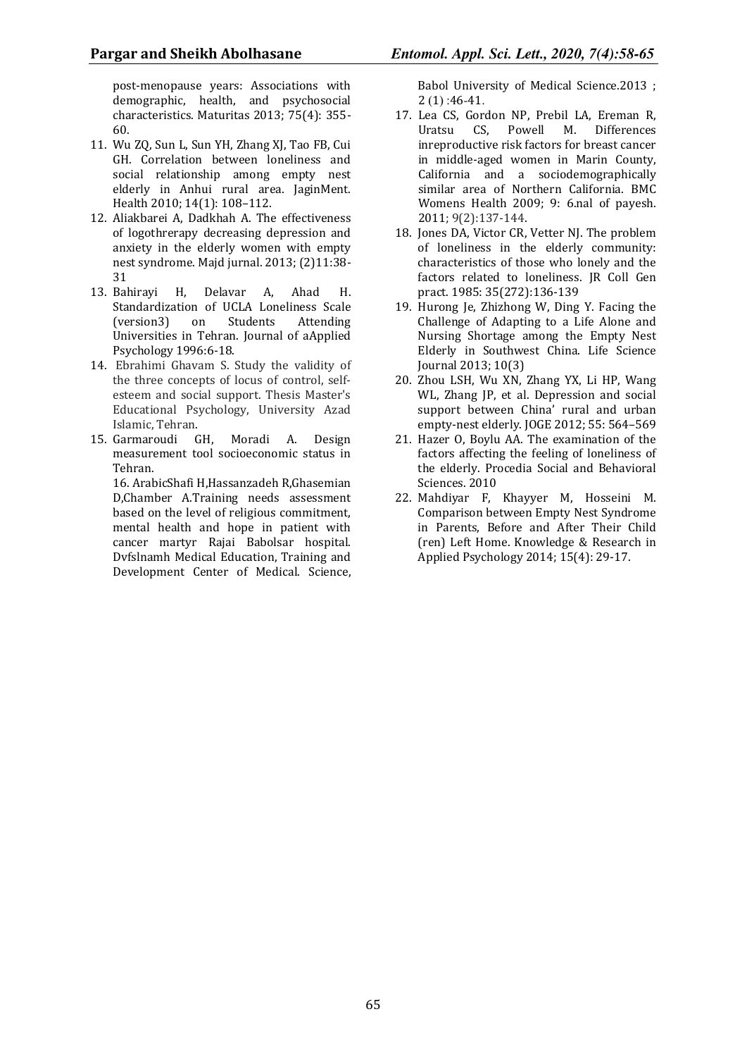post-menopause years: Associations with demographic, health, and psychosocial characteristics. Maturitas 2013; 75(4): 355-60.

11. Wu ZQ, Sun L, Sun YH, Zhang XJ, Tao FB, Cui GH. Correlation between loneliness and social relationship among empty nest elderly in Anhui rural area. JaginMent. Health 2010; 14(1): 108–112.
12. Aliakbarei A, Dadkhah A. The effectiveness of logothrerapy decreasing depression and anxiety in the elderly women with empty nest syndrome. Majd jurnal. 2013; (2)11:38-31
13. Bahirayi H, Delavar A, Ahad H. Standardization of UCLA Loneliness Scale (version3) on Students Attending Universities in Tehran. Journal of aApplied Psychology 1996:6-18.
14. Ebrahimi Ghavam S. Study the validity of the three concepts of locus of control, self-esteem and social support. Thesis Master's Educational Psychology, University Azad Islamic, Tehran.
15. Garmaroudi GH, Moradi A. Design measurement tool socioeconomic status in Tehran.

    16. ArabicShafi H,Hassanzadeh R,Ghasemian D,Chamber A.Training needs assessment based on the level of religious commitment, mental health and hope in patient with cancer martyr Rajai Babolsar hospital. Dvfslnamh Medical Education, Training and Development Center of Medical. Science, Babol University of Medical Science.2013 ; 2 (1) :46-41.
17. Lea CS, Gordon NP, Prebil LA, Ereman R, Uratsu CS, Powell M. Differences inreproductive risk factors for breast cancer in middle-aged women in Marin County, California and a sociodemographically similar area of Northern California. BMC Womens Health 2009; 9: 6.nal of payesh. 2011; 9(2):137-144.
18. Jones DA, Victor CR, Vetter NJ. The problem of loneliness in the elderly community: characteristics of those who lonely and the factors related to loneliness. JR Coll Gen pract. 1985: 35(272):136-139
19. Hurong Je, Zhizhong W, Ding Y. Facing the Challenge of Adapting to a Life Alone and Nursing Shortage among the Empty Nest Elderly in Southwest China. Life Science Journal 2013; 10(3)
20. Zhou LSH, Wu XN, Zhang YX, Li HP, Wang WL, Zhang JP, et al. Depression and social support between China' rural and urban empty-nest elderly. JOGE 2012; 55: 564–569
21. Hazer O, Boylu AA. The examination of the factors affecting the feeling of loneliness of the elderly. Procedia Social and Behavioral Sciences. 2010
22. Mahdiyar F, Khayyer M, Hosseini M. Comparison between Empty Nest Syndrome in Parents, Before and After Their Child (ren) Left Home. Knowledge & Research in Applied Psychology 2014; 15(4): 29-17.